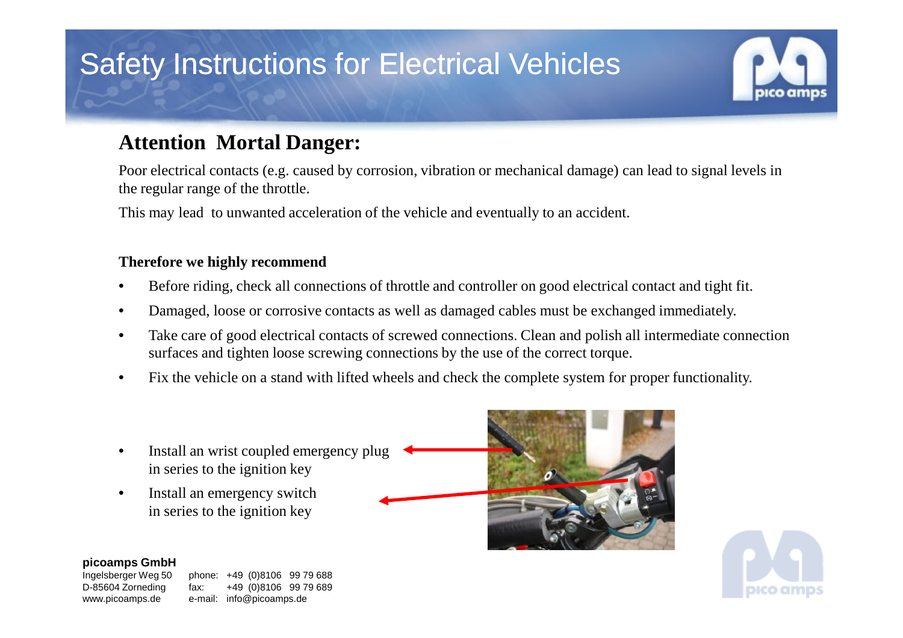# Safety Instructions for Electrical Vehicles

## Attention Mortal Danger:

Poor electrical contacts (e.g. caused by corrosion, vibration or mechanical damage) can lead to signal levels in the regular range of the throttle.

This may lead to unwanted acceleration of the vehicle and eventually to an accident.

**Therefore we highly recommend**

- Before riding, check all connections of throttle and controller on good electrical contact and tight fit.
- Damaged, loose or corrosive contacts as well as damaged cables must be exchanged immediately.
- Take care of good electrical contacts of screwed connections. Clean and polish all intermediate connection surfaces and tighten loose screwing connections by the use of the correct torque.
- Fix the vehicle on a stand with lifted wheels and check the complete system for proper functionality.

- Install an wrist coupled emergency plug in series to the ignition key
- Install an emergency switch in series to the ignition key

**picoamps GmbH**
Ingelsberger Weg 50
D-85604 Zorneding
www.picoamps.de

phone: +49 (0)8106 99 79 688
fax: +49 (0)8106 99 79 689
e-mail: info@picoamps.de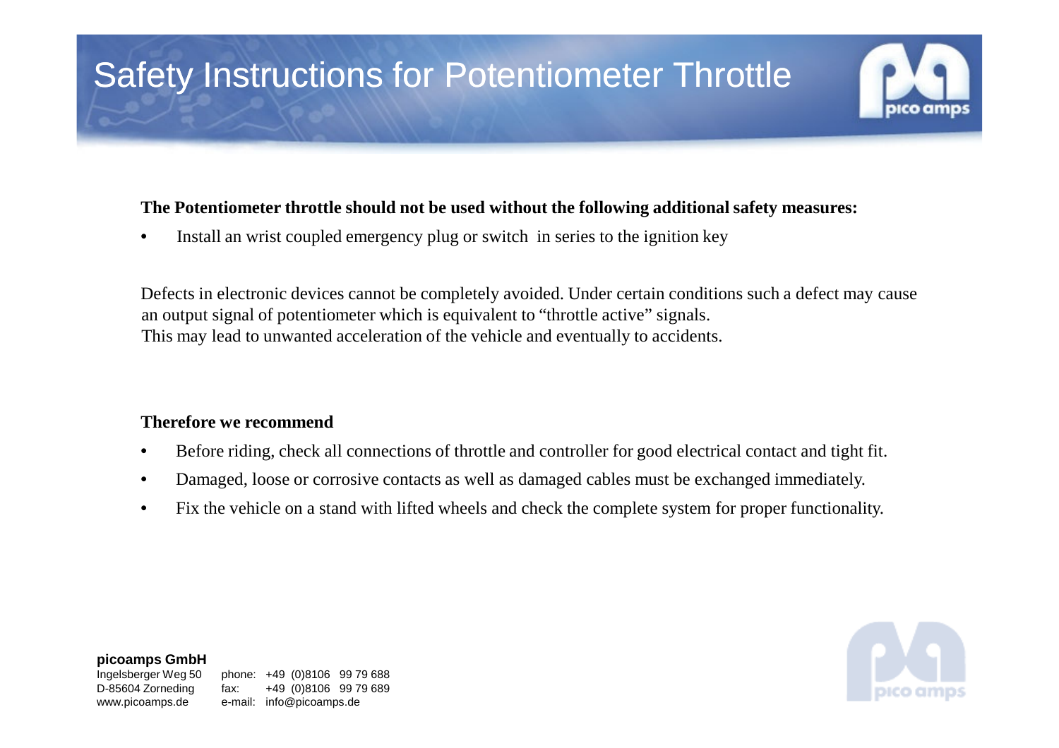# Safety Instructions for Potentiometer Throttle

**The Potentiometer throttle should not be used without the following additional safety measures:**

- Install an wrist coupled emergency plug or switch in series to the ignition key

Defects in electronic devices cannot be completely avoided. Under certain conditions such a defect may cause an output signal of potentiometer which is equivalent to “throttle active” signals.
This may lead to unwanted acceleration of the vehicle and eventually to accidents.

**Therefore we recommend**

- Before riding, check all connections of throttle and controller for good electrical contact and tight fit.
- Damaged, loose or corrosive contacts as well as damaged cables must be exchanged immediately.
- Fix the vehicle on a stand with lifted wheels and check the complete system for proper functionality.

**picoamps GmbH**
Ingelsberger Weg 50
D-85604 Zorneding
www.picoamps.de

phone: +49 (0)8106 99 79 688
fax: +49 (0)8106 99 79 689
e-mail: info@picoamps.de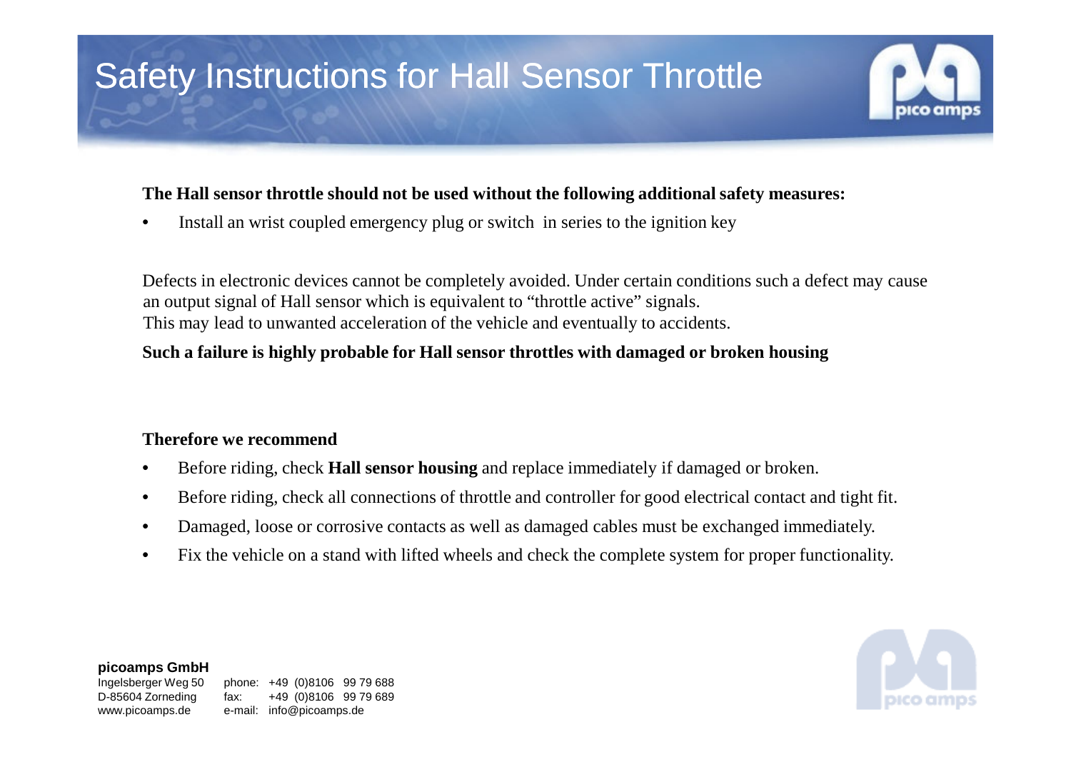# Safety Instructions for Hall Sensor Throttle

**The Hall sensor throttle should not be used without the following additional safety measures:**

- Install an wrist coupled emergency plug or switch in series to the ignition key

Defects in electronic devices cannot be completely avoided. Under certain conditions such a defect may cause an output signal of Hall sensor which is equivalent to "throttle active" signals.
This may lead to unwanted acceleration of the vehicle and eventually to accidents.

**Such a failure is highly probable for Hall sensor throttles with damaged or broken housing**

**Therefore we recommend**

- Before riding, check **Hall sensor housing** and replace immediately if damaged or broken.
- Before riding, check all connections of throttle and controller for good electrical contact and tight fit.
- Damaged, loose or corrosive contacts as well as damaged cables must be exchanged immediately.
- Fix the vehicle on a stand with lifted wheels and check the complete system for proper functionality.

**picoamps GmbH**
Ingelsberger Weg 50
D-85604 Zorneding
www.picoamps.de

phone: +49 (0)8106 99 79 688
fax: +49 (0)8106 99 79 689
e-mail: info@picoamps.de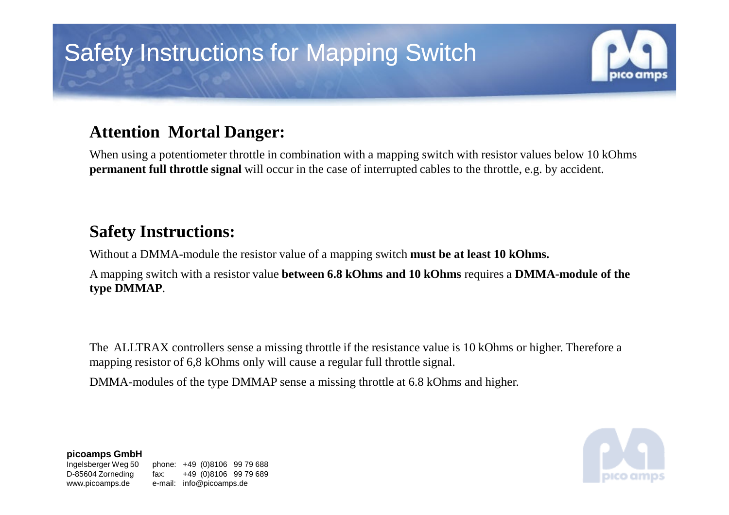# Safety Instructions for Mapping Switch

## Attention  Mortal Danger:

When using a potentiometer throttle in combination with a mapping switch with resistor values below 10 kOhms **permanent full throttle signal** will occur in the case of interrupted cables to the throttle, e.g. by accident.

## Safety Instructions:

Without a DMMA-module the resistor value of a mapping switch **must be at least 10 kOhms.**

A mapping switch with a resistor value **between 6.8 kOhms and 10 kOhms** requires a **DMMA-module of the type DMMAP**.

The  ALLTRAX controllers sense a missing throttle if the resistance value is 10 kOhms or higher. Therefore a mapping resistor of 6,8 kOhms only will cause a regular full throttle signal.

DMMA-modules of the type DMMAP sense a missing throttle at 6.8 kOhms and higher.

**picoamps GmbH**
Ingelsberger Weg 50
D-85604 Zorneding
www.picoamps.de

phone: +49 (0)8106 99 79 688
fax: +49 (0)8106 99 79 689
e-mail: info@picoamps.de